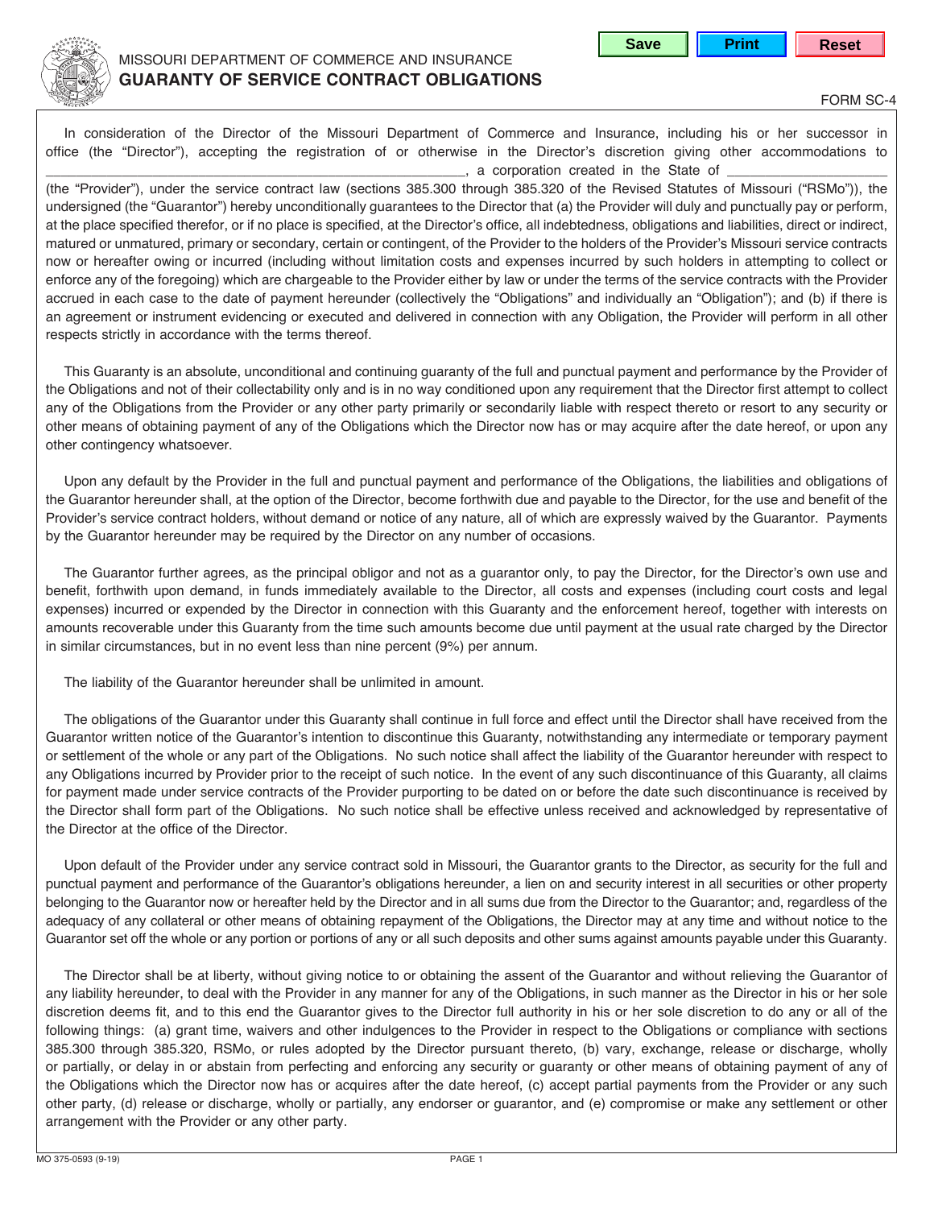MISSOURI DEPARTMENT OF COMMERCE AND INSURANCE

# GUARANTY OF SERVICE CONTRACT OBLIGATIONS

FORM SC-4

In consideration of the Director of the Missouri Department of Commerce and Insurance, including his or her successor in office (the "Director"), accepting the registration of or otherwise in the Director's discretion giving other accommodations to ______________________________________________________, a corporation created in the State of ____________________ (the "Provider"), under the service contract law (sections 385.300 through 385.320 of the Revised Statutes of Missouri ("RSMo")), the undersigned (the "Guarantor") hereby unconditionally guarantees to the Director that (a) the Provider will duly and punctually pay or perform, at the place specified therefor, or if no place is specified, at the Director's office, all indebtedness, obligations and liabilities, direct or indirect, matured or unmatured, primary or secondary, certain or contingent, of the Provider to the holders of the Provider's Missouri service contracts now or hereafter owing or incurred (including without limitation costs and expenses incurred by such holders in attempting to collect or enforce any of the foregoing) which are chargeable to the Provider either by law or under the terms of the service contracts with the Provider accrued in each case to the date of payment hereunder (collectively the "Obligations" and individually an "Obligation"); and (b) if there is an agreement or instrument evidencing or executed and delivered in connection with any Obligation, the Provider will perform in all other respects strictly in accordance with the terms thereof.

This Guaranty is an absolute, unconditional and continuing guaranty of the full and punctual payment and performance by the Provider of the Obligations and not of their collectability only and is in no way conditioned upon any requirement that the Director first attempt to collect any of the Obligations from the Provider or any other party primarily or secondarily liable with respect thereto or resort to any security or other means of obtaining payment of any of the Obligations which the Director now has or may acquire after the date hereof, or upon any other contingency whatsoever.

Upon any default by the Provider in the full and punctual payment and performance of the Obligations, the liabilities and obligations of the Guarantor hereunder shall, at the option of the Director, become forthwith due and payable to the Director, for the use and benefit of the Provider's service contract holders, without demand or notice of any nature, all of which are expressly waived by the Guarantor. Payments by the Guarantor hereunder may be required by the Director on any number of occasions.

The Guarantor further agrees, as the principal obligor and not as a guarantor only, to pay the Director, for the Director's own use and benefit, forthwith upon demand, in funds immediately available to the Director, all costs and expenses (including court costs and legal expenses) incurred or expended by the Director in connection with this Guaranty and the enforcement hereof, together with interests on amounts recoverable under this Guaranty from the time such amounts become due until payment at the usual rate charged by the Director in similar circumstances, but in no event less than nine percent (9%) per annum.

The liability of the Guarantor hereunder shall be unlimited in amount.

The obligations of the Guarantor under this Guaranty shall continue in full force and effect until the Director shall have received from the Guarantor written notice of the Guarantor's intention to discontinue this Guaranty, notwithstanding any intermediate or temporary payment or settlement of the whole or any part of the Obligations. No such notice shall affect the liability of the Guarantor hereunder with respect to any Obligations incurred by Provider prior to the receipt of such notice. In the event of any such discontinuance of this Guaranty, all claims for payment made under service contracts of the Provider purporting to be dated on or before the date such discontinuance is received by the Director shall form part of the Obligations. No such notice shall be effective unless received and acknowledged by representative of the Director at the office of the Director.

Upon default of the Provider under any service contract sold in Missouri, the Guarantor grants to the Director, as security for the full and punctual payment and performance of the Guarantor's obligations hereunder, a lien on and security interest in all securities or other property belonging to the Guarantor now or hereafter held by the Director and in all sums due from the Director to the Guarantor; and, regardless of the adequacy of any collateral or other means of obtaining repayment of the Obligations, the Director may at any time and without notice to the Guarantor set off the whole or any portion or portions of any or all such deposits and other sums against amounts payable under this Guaranty.

The Director shall be at liberty, without giving notice to or obtaining the assent of the Guarantor and without relieving the Guarantor of any liability hereunder, to deal with the Provider in any manner for any of the Obligations, in such manner as the Director in his or her sole discretion deems fit, and to this end the Guarantor gives to the Director full authority in his or her sole discretion to do any or all of the following things: (a) grant time, waivers and other indulgences to the Provider in respect to the Obligations or compliance with sections 385.300 through 385.320, RSMo, or rules adopted by the Director pursuant thereto, (b) vary, exchange, release or discharge, wholly or partially, or delay in or abstain from perfecting and enforcing any security or guaranty or other means of obtaining payment of any of the Obligations which the Director now has or acquires after the date hereof, (c) accept partial payments from the Provider or any such other party, (d) release or discharge, wholly or partially, any endorser or guarantor, and (e) compromise or make any settlement or other arrangement with the Provider or any other party.

MO 375-0593 (9-19)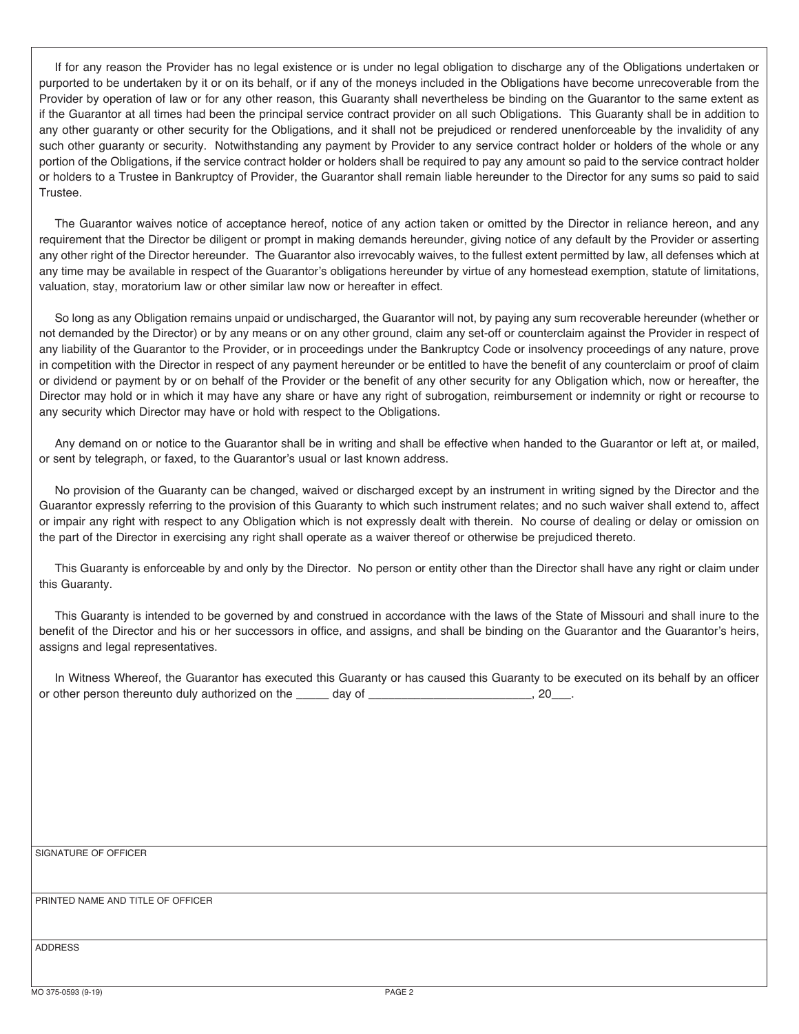If for any reason the Provider has no legal existence or is under no legal obligation to discharge any of the Obligations undertaken or purported to be undertaken by it or on its behalf, or if any of the moneys included in the Obligations have become unrecoverable from the Provider by operation of law or for any other reason, this Guaranty shall nevertheless be binding on the Guarantor to the same extent as if the Guarantor at all times had been the principal service contract provider on all such Obligations. This Guaranty shall be in addition to any other guaranty or other security for the Obligations, and it shall not be prejudiced or rendered unenforceable by the invalidity of any such other guaranty or security. Notwithstanding any payment by Provider to any service contract holder or holders of the whole or any portion of the Obligations, if the service contract holder or holders shall be required to pay any amount so paid to the service contract holder or holders to a Trustee in Bankruptcy of Provider, the Guarantor shall remain liable hereunder to the Director for any sums so paid to said Trustee.

The Guarantor waives notice of acceptance hereof, notice of any action taken or omitted by the Director in reliance hereon, and any requirement that the Director be diligent or prompt in making demands hereunder, giving notice of any default by the Provider or asserting any other right of the Director hereunder. The Guarantor also irrevocably waives, to the fullest extent permitted by law, all defenses which at any time may be available in respect of the Guarantor's obligations hereunder by virtue of any homestead exemption, statute of limitations, valuation, stay, moratorium law or other similar law now or hereafter in effect.

So long as any Obligation remains unpaid or undischarged, the Guarantor will not, by paying any sum recoverable hereunder (whether or not demanded by the Director) or by any means or on any other ground, claim any set-off or counterclaim against the Provider in respect of any liability of the Guarantor to the Provider, or in proceedings under the Bankruptcy Code or insolvency proceedings of any nature, prove in competition with the Director in respect of any payment hereunder or be entitled to have the benefit of any counterclaim or proof of claim or dividend or payment by or on behalf of the Provider or the benefit of any other security for any Obligation which, now or hereafter, the Director may hold or in which it may have any share or have any right of subrogation, reimbursement or indemnity or right or recourse to any security which Director may have or hold with respect to the Obligations.

Any demand on or notice to the Guarantor shall be in writing and shall be effective when handed to the Guarantor or left at, or mailed, or sent by telegraph, or faxed, to the Guarantor's usual or last known address.

No provision of the Guaranty can be changed, waived or discharged except by an instrument in writing signed by the Director and the Guarantor expressly referring to the provision of this Guaranty to which such instrument relates; and no such waiver shall extend to, affect or impair any right with respect to any Obligation which is not expressly dealt with therein. No course of dealing or delay or omission on the part of the Director in exercising any right shall operate as a waiver thereof or otherwise be prejudiced thereto.

This Guaranty is enforceable by and only by the Director. No person or entity other than the Director shall have any right or claim under this Guaranty.

This Guaranty is intended to be governed by and construed in accordance with the laws of the State of Missouri and shall inure to the benefit of the Director and his or her successors in office, and assigns, and shall be binding on the Guarantor and the Guarantor's heirs, assigns and legal representatives.

In Witness Whereof, the Guarantor has executed this Guaranty or has caused this Guaranty to be executed on its behalf by an officer or other person thereunto duly authorized on the _____ day of _________________________, 20___.

SIGNATURE OF OFFICER

PRINTED NAME AND TITLE OF OFFICER

ADDRESS

MO 375-0593 (9-19)